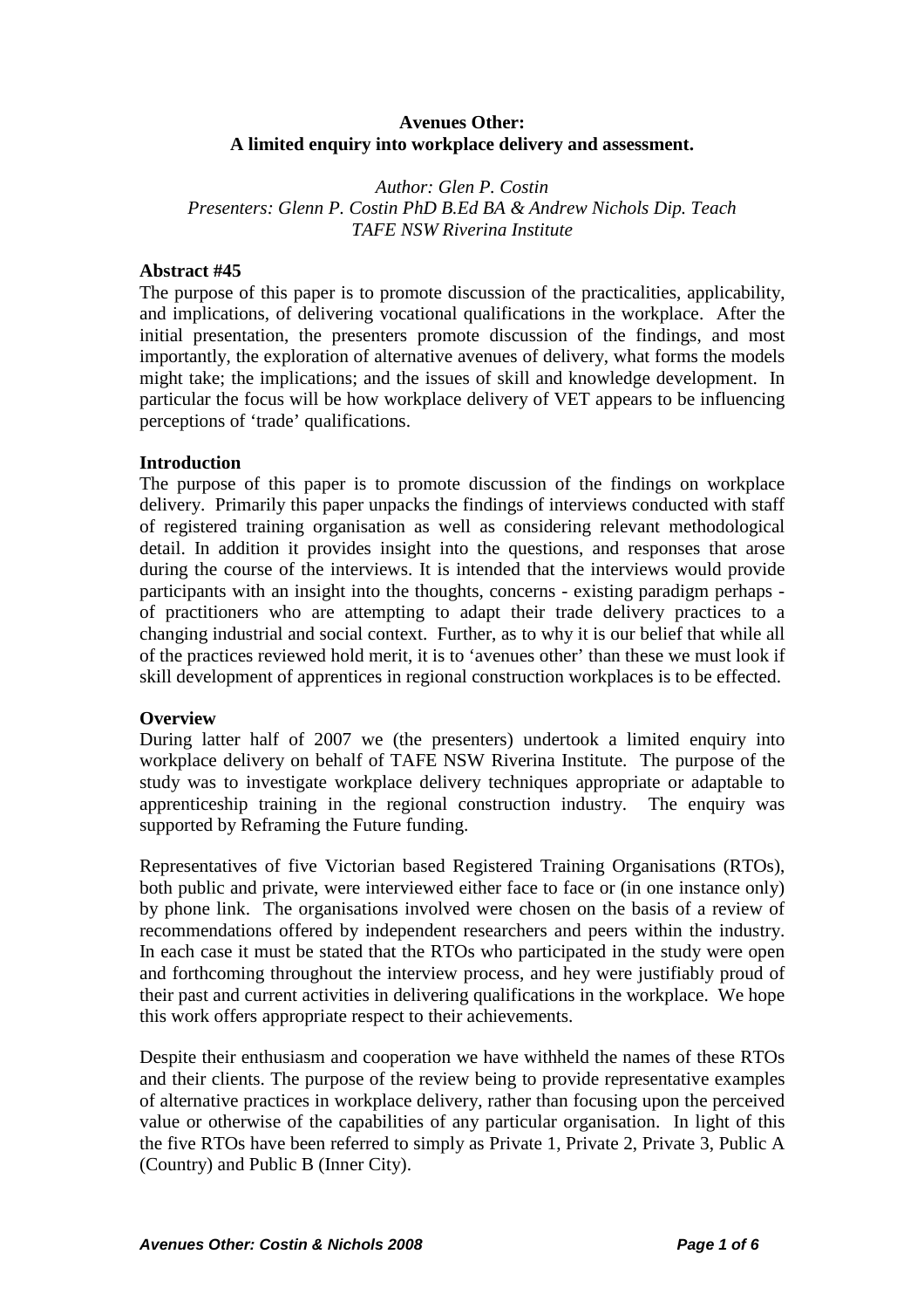# Avenues Other:
# A limited enquiry into workplace delivery and assessment.

*Author: Glen P. Costin*
*Presenters: Glenn P. Costin PhD B.Ed BA & Andrew Nichols Dip. Teach*
*TAFE NSW Riverina Institute*

## Abstract #45

The purpose of this paper is to promote discussion of the practicalities, applicability, and implications, of delivering vocational qualifications in the workplace. After the initial presentation, the presenters promote discussion of the findings, and most importantly, the exploration of alternative avenues of delivery, what forms the models might take; the implications; and the issues of skill and knowledge development. In particular the focus will be how workplace delivery of VET appears to be influencing perceptions of 'trade' qualifications.

## Introduction

The purpose of this paper is to promote discussion of the findings on workplace delivery. Primarily this paper unpacks the findings of interviews conducted with staff of registered training organisation as well as considering relevant methodological detail. In addition it provides insight into the questions, and responses that arose during the course of the interviews. It is intended that the interviews would provide participants with an insight into the thoughts, concerns - existing paradigm perhaps - of practitioners who are attempting to adapt their trade delivery practices to a changing industrial and social context. Further, as to why it is our belief that while all of the practices reviewed hold merit, it is to 'avenues other' than these we must look if skill development of apprentices in regional construction workplaces is to be effected.

## Overview

During latter half of 2007 we (the presenters) undertook a limited enquiry into workplace delivery on behalf of TAFE NSW Riverina Institute. The purpose of the study was to investigate workplace delivery techniques appropriate or adaptable to apprenticeship training in the regional construction industry. The enquiry was supported by Reframing the Future funding.

Representatives of five Victorian based Registered Training Organisations (RTOs), both public and private, were interviewed either face to face or (in one instance only) by phone link. The organisations involved were chosen on the basis of a review of recommendations offered by independent researchers and peers within the industry. In each case it must be stated that the RTOs who participated in the study were open and forthcoming throughout the interview process, and hey were justifiably proud of their past and current activities in delivering qualifications in the workplace. We hope this work offers appropriate respect to their achievements.

Despite their enthusiasm and cooperation we have withheld the names of these RTOs and their clients. The purpose of the review being to provide representative examples of alternative practices in workplace delivery, rather than focusing upon the perceived value or otherwise of the capabilities of any particular organisation. In light of this the five RTOs have been referred to simply as Private 1, Private 2, Private 3, Public A (Country) and Public B (Inner City).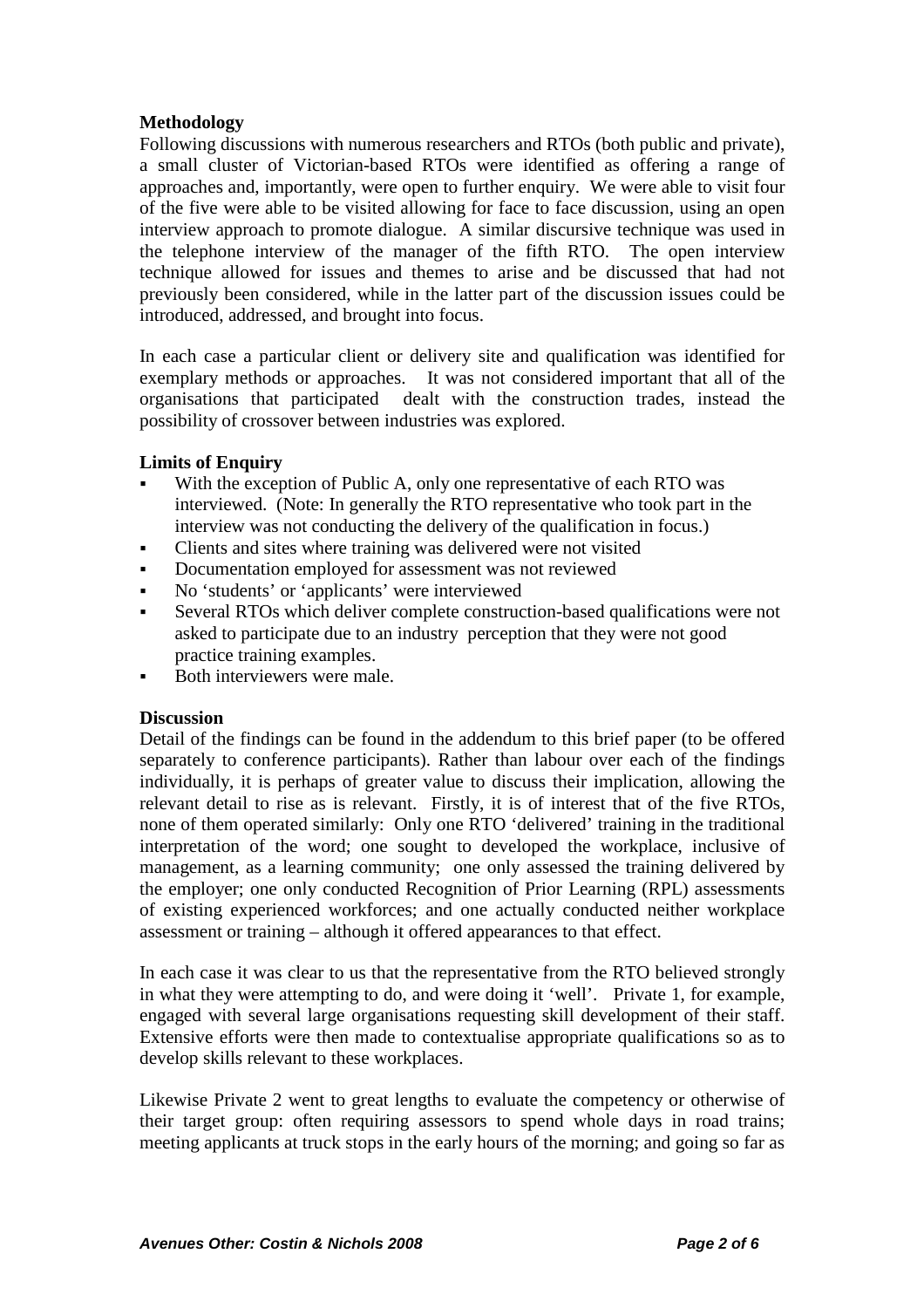**Methodology**

Following discussions with numerous researchers and RTOs (both public and private), a small cluster of Victorian-based RTOs were identified as offering a range of approaches and, importantly, were open to further enquiry. We were able to visit four of the five were able to be visited allowing for face to face discussion, using an open interview approach to promote dialogue. A similar discursive technique was used in the telephone interview of the manager of the fifth RTO. The open interview technique allowed for issues and themes to arise and be discussed that had not previously been considered, while in the latter part of the discussion issues could be introduced, addressed, and brought into focus.

In each case a particular client or delivery site and qualification was identified for exemplary methods or approaches. It was not considered important that all of the organisations that participated dealt with the construction trades, instead the possibility of crossover between industries was explored.

**Limits of Enquiry**

- With the exception of Public A, only one representative of each RTO was interviewed. (Note: In generally the RTO representative who took part in the interview was not conducting the delivery of the qualification in focus.)
- Clients and sites where training was delivered were not visited
- Documentation employed for assessment was not reviewed
- No 'students' or 'applicants' were interviewed
- Several RTOs which deliver complete construction-based qualifications were not asked to participate due to an industry perception that they were not good practice training examples.
- Both interviewers were male.

**Discussion**

Detail of the findings can be found in the addendum to this brief paper (to be offered separately to conference participants). Rather than labour over each of the findings individually, it is perhaps of greater value to discuss their implication, allowing the relevant detail to rise as is relevant. Firstly, it is of interest that of the five RTOs, none of them operated similarly: Only one RTO 'delivered' training in the traditional interpretation of the word; one sought to developed the workplace, inclusive of management, as a learning community; one only assessed the training delivered by the employer; one only conducted Recognition of Prior Learning (RPL) assessments of existing experienced workforces; and one actually conducted neither workplace assessment or training – although it offered appearances to that effect.

In each case it was clear to us that the representative from the RTO believed strongly in what they were attempting to do, and were doing it 'well'. Private 1, for example, engaged with several large organisations requesting skill development of their staff. Extensive efforts were then made to contextualise appropriate qualifications so as to develop skills relevant to these workplaces.

Likewise Private 2 went to great lengths to evaluate the competency or otherwise of their target group: often requiring assessors to spend whole days in road trains; meeting applicants at truck stops in the early hours of the morning; and going so far as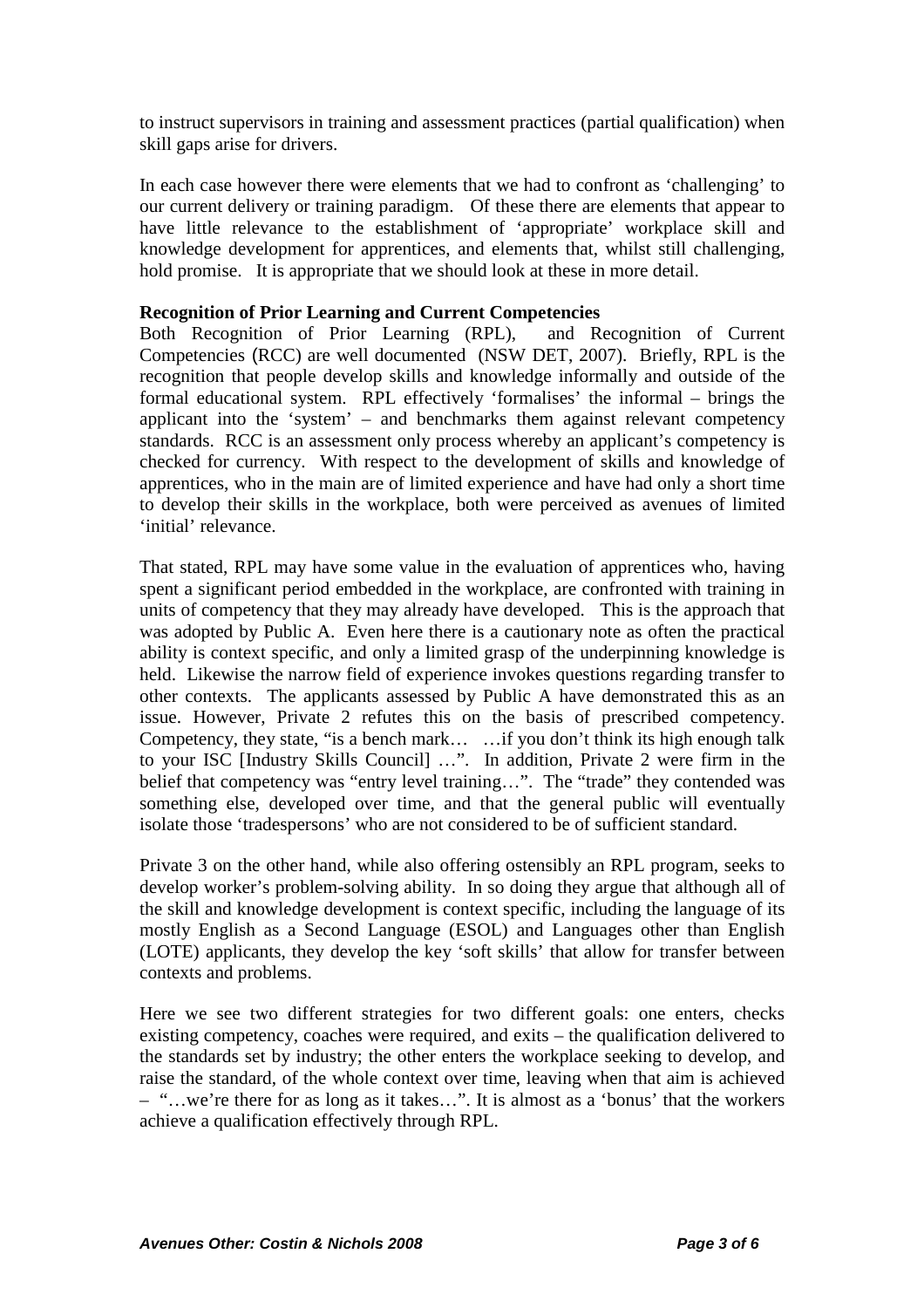to instruct supervisors in training and assessment practices (partial qualification) when skill gaps arise for drivers.

In each case however there were elements that we had to confront as 'challenging' to our current delivery or training paradigm. Of these there are elements that appear to have little relevance to the establishment of 'appropriate' workplace skill and knowledge development for apprentices, and elements that, whilst still challenging, hold promise. It is appropriate that we should look at these in more detail.

**Recognition of Prior Learning and Current Competencies**

Both Recognition of Prior Learning (RPL), and Recognition of Current Competencies (RCC) are well documented (NSW DET, 2007). Briefly, RPL is the recognition that people develop skills and knowledge informally and outside of the formal educational system. RPL effectively 'formalises' the informal – brings the applicant into the 'system' – and benchmarks them against relevant competency standards. RCC is an assessment only process whereby an applicant's competency is checked for currency. With respect to the development of skills and knowledge of apprentices, who in the main are of limited experience and have had only a short time to develop their skills in the workplace, both were perceived as avenues of limited 'initial' relevance.

That stated, RPL may have some value in the evaluation of apprentices who, having spent a significant period embedded in the workplace, are confronted with training in units of competency that they may already have developed. This is the approach that was adopted by Public A. Even here there is a cautionary note as often the practical ability is context specific, and only a limited grasp of the underpinning knowledge is held. Likewise the narrow field of experience invokes questions regarding transfer to other contexts. The applicants assessed by Public A have demonstrated this as an issue. However, Private 2 refutes this on the basis of prescribed competency. Competency, they state, "is a bench mark… …if you don't think its high enough talk to your ISC [Industry Skills Council] …". In addition, Private 2 were firm in the belief that competency was "entry level training…". The "trade" they contended was something else, developed over time, and that the general public will eventually isolate those 'tradespersons' who are not considered to be of sufficient standard.

Private 3 on the other hand, while also offering ostensibly an RPL program, seeks to develop worker's problem-solving ability. In so doing they argue that although all of the skill and knowledge development is context specific, including the language of its mostly English as a Second Language (ESOL) and Languages other than English (LOTE) applicants, they develop the key 'soft skills' that allow for transfer between contexts and problems.

Here we see two different strategies for two different goals: one enters, checks existing competency, coaches were required, and exits – the qualification delivered to the standards set by industry; the other enters the workplace seeking to develop, and raise the standard, of the whole context over time, leaving when that aim is achieved – "…we're there for as long as it takes…". It is almost as a 'bonus' that the workers achieve a qualification effectively through RPL.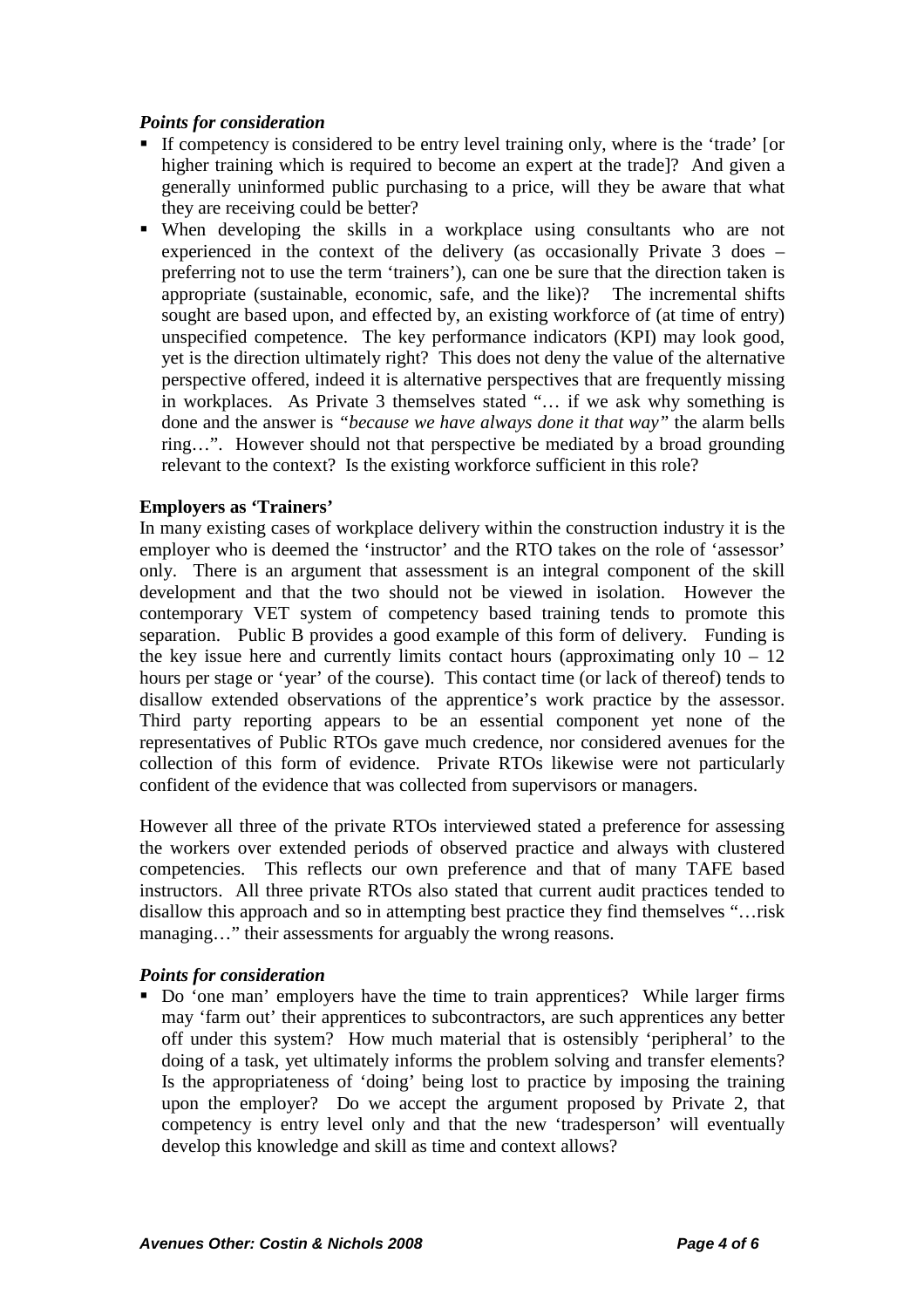***Points for consideration***

- If competency is considered to be entry level training only, where is the 'trade' [or higher training which is required to become an expert at the trade]? And given a generally uninformed public purchasing to a price, will they be aware that what they are receiving could be better?
- When developing the skills in a workplace using consultants who are not experienced in the context of the delivery (as occasionally Private 3 does – preferring not to use the term 'trainers'), can one be sure that the direction taken is appropriate (sustainable, economic, safe, and the like)? The incremental shifts sought are based upon, and effected by, an existing workforce of (at time of entry) unspecified competence. The key performance indicators (KPI) may look good, yet is the direction ultimately right? This does not deny the value of the alternative perspective offered, indeed it is alternative perspectives that are frequently missing in workplaces. As Private 3 themselves stated "… if we ask why something is done and the answer is *"because we have always done it that way"* the alarm bells ring…". However should not that perspective be mediated by a broad grounding relevant to the context? Is the existing workforce sufficient in this role?

**Employers as 'Trainers'**

In many existing cases of workplace delivery within the construction industry it is the employer who is deemed the 'instructor' and the RTO takes on the role of 'assessor' only. There is an argument that assessment is an integral component of the skill development and that the two should not be viewed in isolation. However the contemporary VET system of competency based training tends to promote this separation. Public B provides a good example of this form of delivery. Funding is the key issue here and currently limits contact hours (approximating only 10 – 12 hours per stage or 'year' of the course). This contact time (or lack of thereof) tends to disallow extended observations of the apprentice's work practice by the assessor. Third party reporting appears to be an essential component yet none of the representatives of Public RTOs gave much credence, nor considered avenues for the collection of this form of evidence. Private RTOs likewise were not particularly confident of the evidence that was collected from supervisors or managers.

However all three of the private RTOs interviewed stated a preference for assessing the workers over extended periods of observed practice and always with clustered competencies. This reflects our own preference and that of many TAFE based instructors. All three private RTOs also stated that current audit practices tended to disallow this approach and so in attempting best practice they find themselves "…risk managing…" their assessments for arguably the wrong reasons.

***Points for consideration***

- Do 'one man' employers have the time to train apprentices? While larger firms may 'farm out' their apprentices to subcontractors, are such apprentices any better off under this system? How much material that is ostensibly 'peripheral' to the doing of a task, yet ultimately informs the problem solving and transfer elements? Is the appropriateness of 'doing' being lost to practice by imposing the training upon the employer? Do we accept the argument proposed by Private 2, that competency is entry level only and that the new 'tradesperson' will eventually develop this knowledge and skill as time and context allows?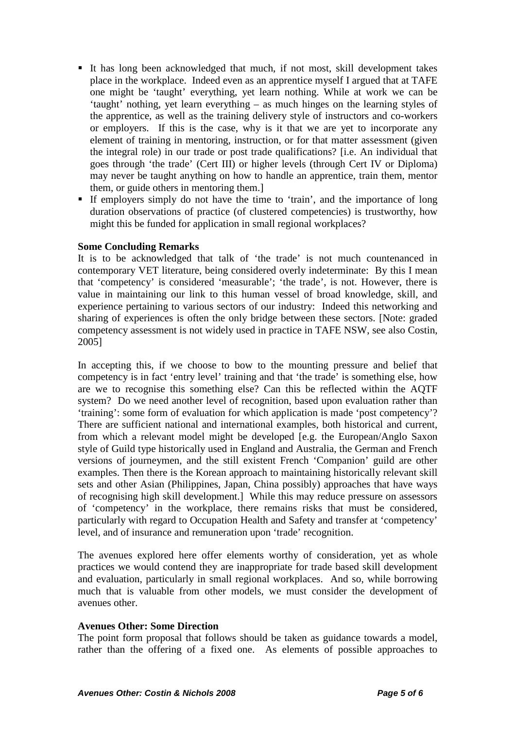- It has long been acknowledged that much, if not most, skill development takes place in the workplace. Indeed even as an apprentice myself I argued that at TAFE one might be 'taught' everything, yet learn nothing. While at work we can be 'taught' nothing, yet learn everything – as much hinges on the learning styles of the apprentice, as well as the training delivery style of instructors and co-workers or employers. If this is the case, why is it that we are yet to incorporate any element of training in mentoring, instruction, or for that matter assessment (given the integral role) in our trade or post trade qualifications? [i.e. An individual that goes through 'the trade' (Cert III) or higher levels (through Cert IV or Diploma) may never be taught anything on how to handle an apprentice, train them, mentor them, or guide others in mentoring them.]
- If employers simply do not have the time to 'train', and the importance of long duration observations of practice (of clustered competencies) is trustworthy, how might this be funded for application in small regional workplaces?

**Some Concluding Remarks**

It is to be acknowledged that talk of 'the trade' is not much countenanced in contemporary VET literature, being considered overly indeterminate: By this I mean that 'competency' is considered 'measurable'; 'the trade', is not. However, there is value in maintaining our link to this human vessel of broad knowledge, skill, and experience pertaining to various sectors of our industry: Indeed this networking and sharing of experiences is often the only bridge between these sectors. [Note: graded competency assessment is not widely used in practice in TAFE NSW, see also Costin, 2005]

In accepting this, if we choose to bow to the mounting pressure and belief that competency is in fact 'entry level' training and that 'the trade' is something else, how are we to recognise this something else? Can this be reflected within the AQTF system? Do we need another level of recognition, based upon evaluation rather than 'training': some form of evaluation for which application is made 'post competency'? There are sufficient national and international examples, both historical and current, from which a relevant model might be developed [e.g. the European/Anglo Saxon style of Guild type historically used in England and Australia, the German and French versions of journeymen, and the still existent French 'Companion' guild are other examples. Then there is the Korean approach to maintaining historically relevant skill sets and other Asian (Philippines, Japan, China possibly) approaches that have ways of recognising high skill development.] While this may reduce pressure on assessors of 'competency' in the workplace, there remains risks that must be considered, particularly with regard to Occupation Health and Safety and transfer at 'competency' level, and of insurance and remuneration upon 'trade' recognition.

The avenues explored here offer elements worthy of consideration, yet as whole practices we would contend they are inappropriate for trade based skill development and evaluation, particularly in small regional workplaces. And so, while borrowing much that is valuable from other models, we must consider the development of avenues other.

**Avenues Other: Some Direction**

The point form proposal that follows should be taken as guidance towards a model, rather than the offering of a fixed one. As elements of possible approaches to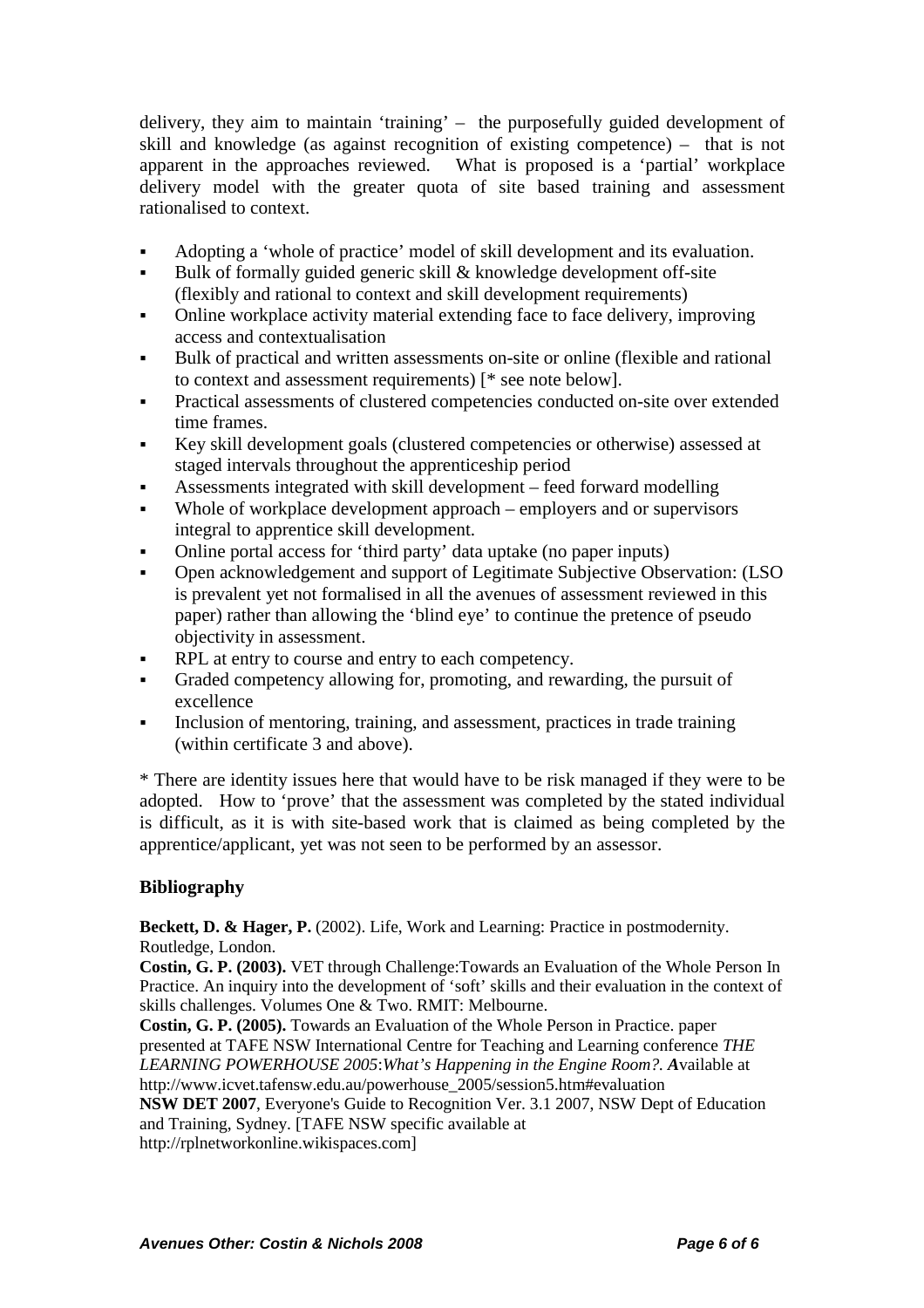delivery, they aim to maintain 'training' – the purposefully guided development of skill and knowledge (as against recognition of existing competence) – that is not apparent in the approaches reviewed. What is proposed is a 'partial' workplace delivery model with the greater quota of site based training and assessment rationalised to context.

- Adopting a 'whole of practice' model of skill development and its evaluation.
- Bulk of formally guided generic skill & knowledge development off-site (flexibly and rational to context and skill development requirements)
- Online workplace activity material extending face to face delivery, improving access and contextualisation
- Bulk of practical and written assessments on-site or online (flexible and rational to context and assessment requirements) [* see note below].
- Practical assessments of clustered competencies conducted on-site over extended time frames.
- Key skill development goals (clustered competencies or otherwise) assessed at staged intervals throughout the apprenticeship period
- Assessments integrated with skill development – feed forward modelling
- Whole of workplace development approach – employers and or supervisors integral to apprentice skill development.
- Online portal access for 'third party' data uptake (no paper inputs)
- Open acknowledgement and support of Legitimate Subjective Observation: (LSO is prevalent yet not formalised in all the avenues of assessment reviewed in this paper) rather than allowing the 'blind eye' to continue the pretence of pseudo objectivity in assessment.
- RPL at entry to course and entry to each competency.
- Graded competency allowing for, promoting, and rewarding, the pursuit of excellence
- Inclusion of mentoring, training, and assessment, practices in trade training (within certificate 3 and above).

* There are identity issues here that would have to be risk managed if they were to be adopted. How to 'prove' that the assessment was completed by the stated individual is difficult, as it is with site-based work that is claimed as being completed by the apprentice/applicant, yet was not seen to be performed by an assessor.

## Bibliography

**Beckett, D. & Hager, P.** (2002). Life, Work and Learning: Practice in postmodernity. Routledge, London.

**Costin, G. P. (2003).** VET through Challenge:Towards an Evaluation of the Whole Person In Practice. An inquiry into the development of 'soft' skills and their evaluation in the context of skills challenges. Volumes One & Two. RMIT: Melbourne.

**Costin, G. P. (2005).** Towards an Evaluation of the Whole Person in Practice. paper presented at TAFE NSW International Centre for Teaching and Learning conference *THE LEARNING POWERHOUSE 2005*:*What's Happening in the Engine Room?.* ***A***vailable at http://www.icvet.tafensw.edu.au/powerhouse_2005/session5.htm#evaluation

**NSW DET 2007**, Everyone's Guide to Recognition Ver. 3.1 2007, NSW Dept of Education and Training, Sydney. [TAFE NSW specific available at http://rplnetworkonline.wikispaces.com]